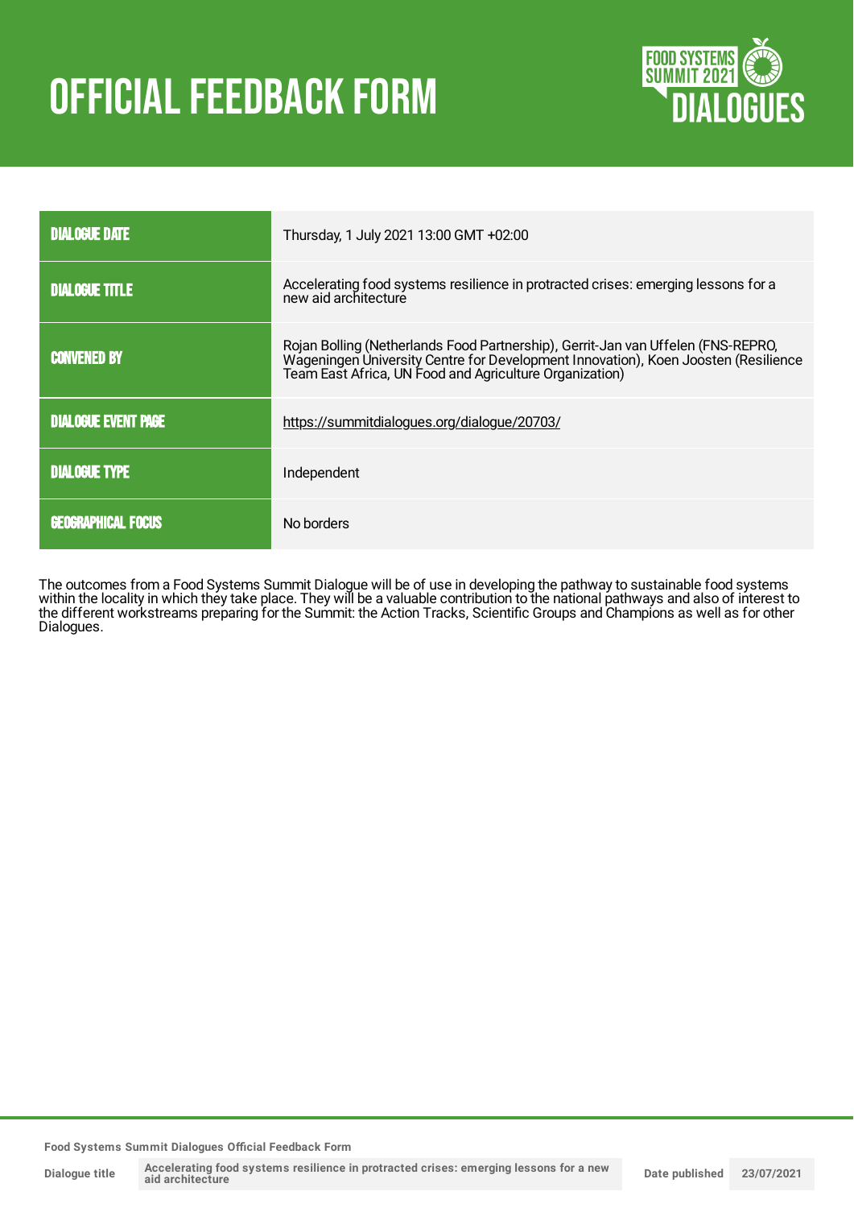# OFFICIAL FEEDBACK FORM

FOOD SYSTEMS SUMMIT 2021 DIALOGUES

| | |
|---|---|
| **DIALOGUE DATE** | Thursday, 1 July 2021 13:00 GMT +02:00 |
| **DIALOGUE TITLE** | Accelerating food systems resilience in protracted crises: emerging lessons for a new aid architecture |
| **CONVENED BY** | Rojan Bolling (Netherlands Food Partnership), Gerrit-Jan van Uffelen (FNS-REPRO, Wageningen University Centre for Development Innovation), Koen Joosten (Resilience Team East Africa, UN Food and Agriculture Organization) |
| **DIALOGUE EVENT PAGE** | https://summitdialogues.org/dialogue/20703/ |
| **DIALOGUE TYPE** | Independent |
| **GEOGRAPHICAL FOCUS** | No borders |

The outcomes from a Food Systems Summit Dialogue will be of use in developing the pathway to sustainable food systems within the locality in which they take place. They will be a valuable contribution to the national pathways and also of interest to the different workstreams preparing for the Summit: the Action Tracks, Scientific Groups and Champions as well as for other Dialogues.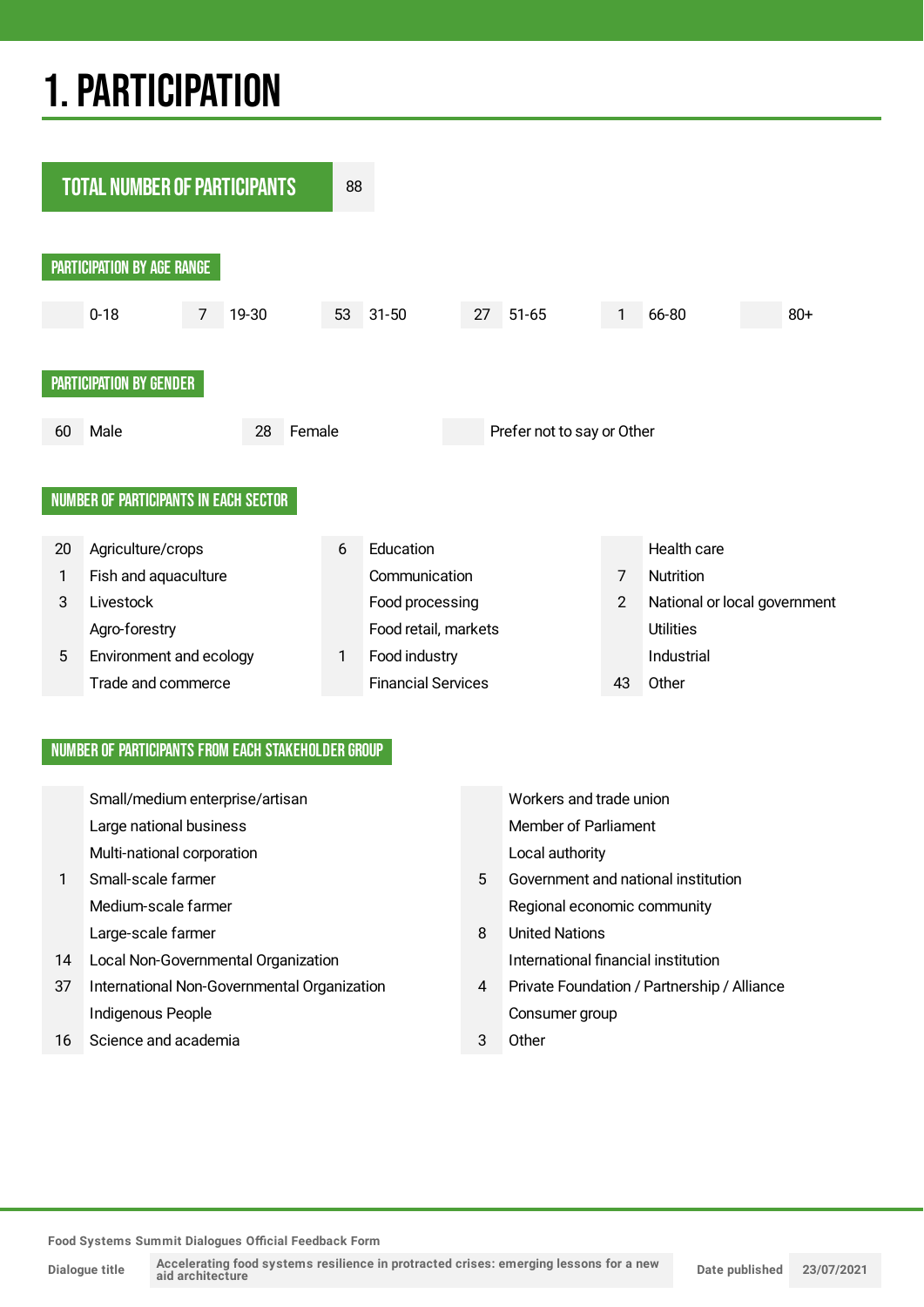# 1. PARTICIPATION

| TOTAL NUMBER OF PARTICIPANTS | 88 |
|---|---|

## PARTICIPATION BY AGE RANGE

| | 0-18 | 7 | 19-30 | 53 | 31-50 | 27 | 51-65 | 1 | 66-80 | | 80+ |
|---|---|---|---|---|---|---|---|---|---|---|---|

## PARTICIPATION BY GENDER

| 60 | Male | 28 | Female | | Prefer not to say or Other |
|---|---|---|---|---|---|

## NUMBER OF PARTICIPANTS IN EACH SECTOR

| | | | | | |
|---|---|---|---|---|---|
| 20 | Agriculture/crops | 6 | Education | | Health care |
| 1 | Fish and aquaculture | | Communication | 7 | Nutrition |
| 3 | Livestock | | Food processing | 2 | National or local government |
| | Agro-forestry | | Food retail, markets | | Utilities |
| 5 | Environment and ecology | 1 | Food industry | | Industrial |
| | Trade and commerce | | Financial Services | 43 | Other |

## NUMBER OF PARTICIPANTS FROM EACH STAKEHOLDER GROUP

| | | | |
|---|---|---|---|
| | Small/medium enterprise/artisan | | Workers and trade union |
| | Large national business | | Member of Parliament |
| | Multi-national corporation | | Local authority |
| 1 | Small-scale farmer | 5 | Government and national institution |
| | Medium-scale farmer | | Regional economic community |
| | Large-scale farmer | 8 | United Nations |
| 14 | Local Non-Governmental Organization | | International financial institution |
| 37 | International Non-Governmental Organization | 4 | Private Foundation / Partnership / Alliance |
| | Indigenous People | | Consumer group |
| 16 | Science and academia | 3 | Other |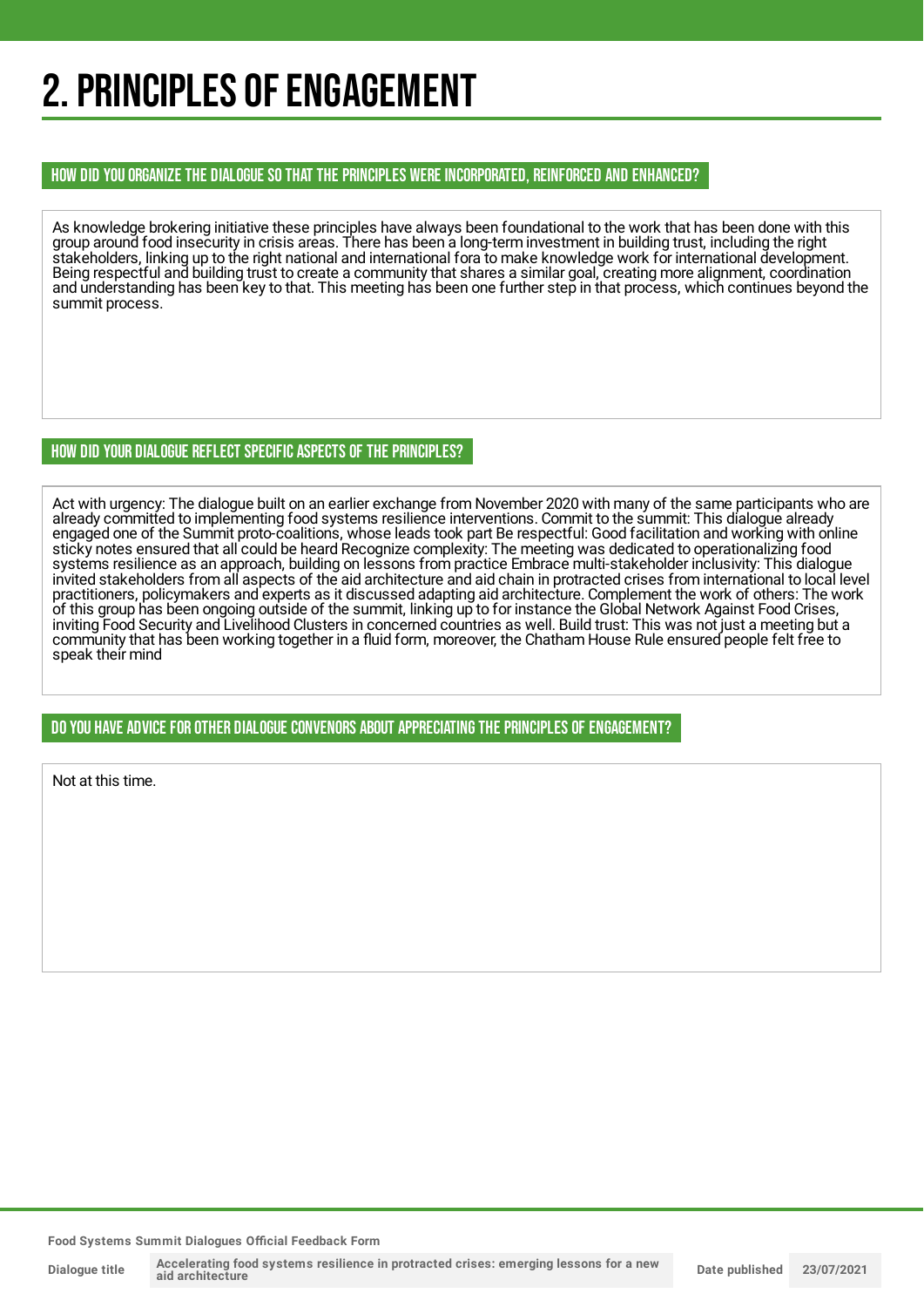# 2. PRINCIPLES OF ENGAGEMENT

## HOW DID YOU ORGANIZE THE DIALOGUE SO THAT THE PRINCIPLES WERE INCORPORATED, REINFORCED AND ENHANCED?

As knowledge brokering initiative these principles have always been foundational to the work that has been done with this group around food insecurity in crisis areas. There has been a long-term investment in building trust, including the right stakeholders, linking up to the right national and international fora to make knowledge work for international development. Being respectful and building trust to create a community that shares a similar goal, creating more alignment, coordination and understanding has been key to that. This meeting has been one further step in that process, which continues beyond the summit process.

## HOW DID YOUR DIALOGUE REFLECT SPECIFIC ASPECTS OF THE PRINCIPLES?

Act with urgency: The dialogue built on an earlier exchange from November 2020 with many of the same participants who are already committed to implementing food systems resilience interventions. Commit to the summit: This dialogue already engaged one of the Summit proto-coalitions, whose leads took part Be respectful: Good facilitation and working with online sticky notes ensured that all could be heard Recognize complexity: The meeting was dedicated to operationalizing food systems resilience as an approach, building on lessons from practice Embrace multi-stakeholder inclusivity: This dialogue invited stakeholders from all aspects of the aid architecture and aid chain in protracted crises from international to local level practitioners, policymakers and experts as it discussed adapting aid architecture. Complement the work of others: The work of this group has been ongoing outside of the summit, linking up to for instance the Global Network Against Food Crises, inviting Food Security and Livelihood Clusters in concerned countries as well. Build trust: This was not just a meeting but a community that has been working together in a fluid form, moreover, the Chatham House Rule ensured people felt free to speak their mind

## DO YOU HAVE ADVICE FOR OTHER DIALOGUE CONVENORS ABOUT APPRECIATING THE PRINCIPLES OF ENGAGEMENT?

Not at this time.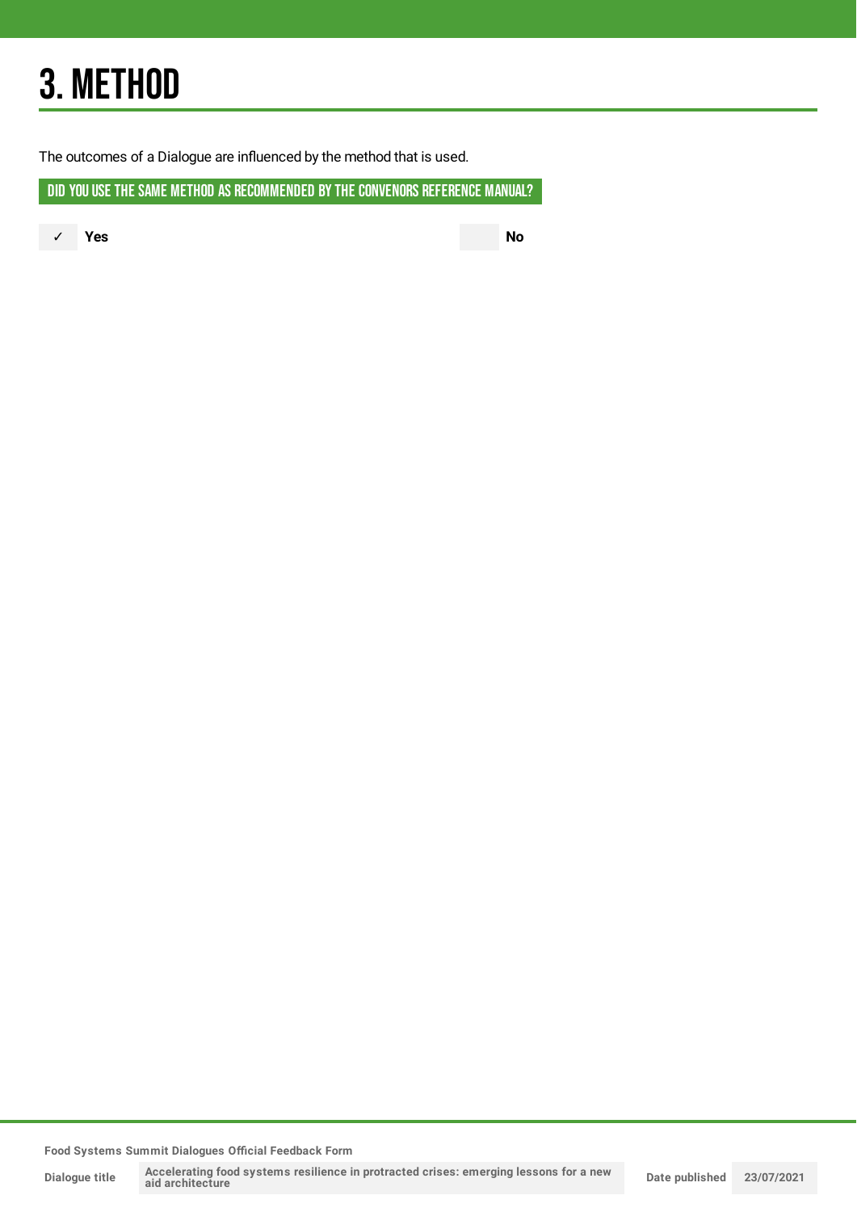# 3. METHOD

The outcomes of a Dialogue are influenced by the method that is used.

**DID YOU USE THE SAME METHOD AS RECOMMENDED BY THE CONVENORS REFERENCE MANUAL?**

✓ **Yes** | **No**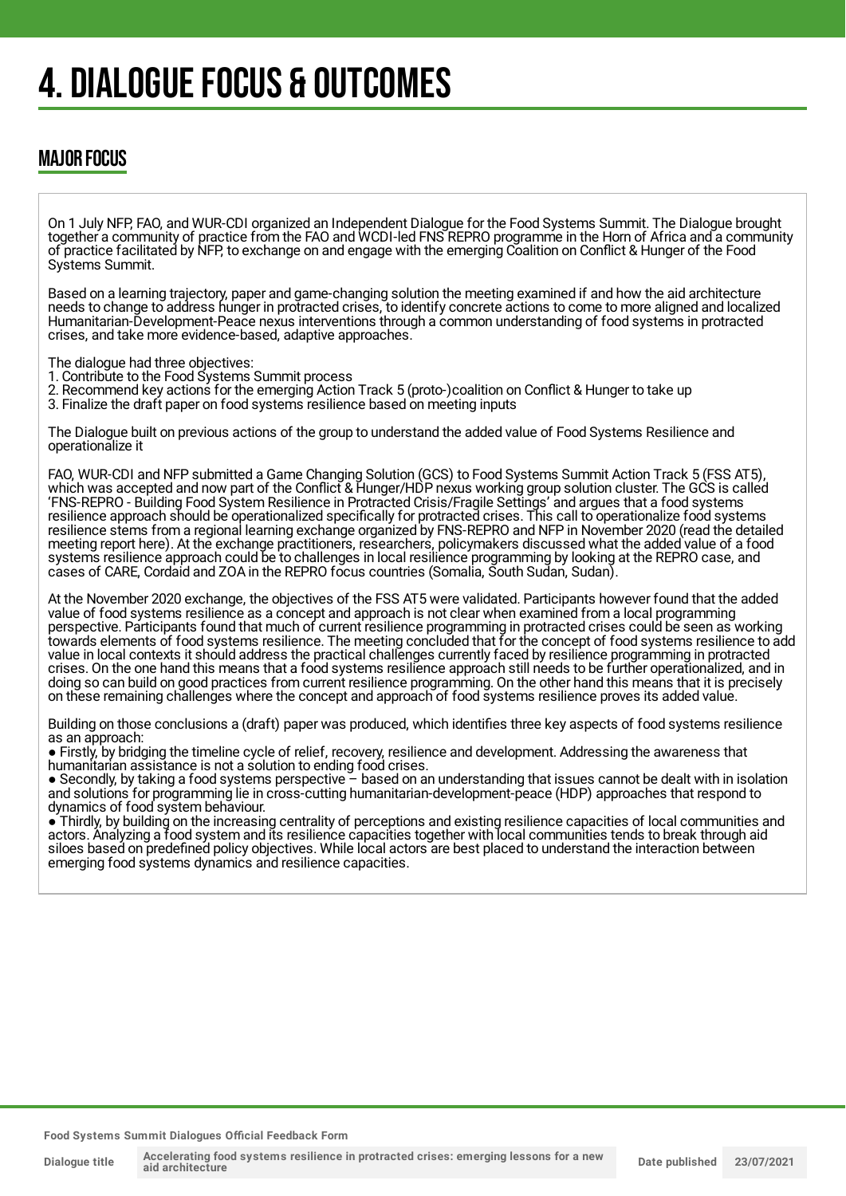# 4. DIALOGUE FOCUS & OUTCOMES

## MAJOR FOCUS

On 1 July NFP, FAO, and WUR-CDI organized an Independent Dialogue for the Food Systems Summit. The Dialogue brought together a community of practice from the FAO and WCDI-led FNS REPRO programme in the Horn of Africa and a community of practice facilitated by NFP, to exchange on and engage with the emerging Coalition on Conflict & Hunger of the Food Systems Summit.

Based on a learning trajectory, paper and game-changing solution the meeting examined if and how the aid architecture needs to change to address hunger in protracted crises, to identify concrete actions to come to more aligned and localized Humanitarian-Development-Peace nexus interventions through a common understanding of food systems in protracted crises, and take more evidence-based, adaptive approaches.

The dialogue had three objectives:
1. Contribute to the Food Systems Summit process
2. Recommend key actions for the emerging Action Track 5 (proto-)coalition on Conflict & Hunger to take up
3. Finalize the draft paper on food systems resilience based on meeting inputs

The Dialogue built on previous actions of the group to understand the added value of Food Systems Resilience and operationalize it

FAO, WUR-CDI and NFP submitted a Game Changing Solution (GCS) to Food Systems Summit Action Track 5 (FSS AT5), which was accepted and now part of the Conflict & Hunger/HDP nexus working group solution cluster. The GCS is called 'FNS-REPRO - Building Food System Resilience in Protracted Crisis/Fragile Settings' and argues that a food systems resilience approach should be operationalized specifically for protracted crises. This call to operationalize food systems resilience stems from a regional learning exchange organized by FNS-REPRO and NFP in November 2020 (read the detailed meeting report here). At the exchange practitioners, researchers, policymakers discussed what the added value of a food systems resilience approach could be to challenges in local resilience programming by looking at the REPRO case, and cases of CARE, Cordaid and ZOA in the REPRO focus countries (Somalia, South Sudan, Sudan).

At the November 2020 exchange, the objectives of the FSS AT5 were validated. Participants however found that the added value of food systems resilience as a concept and approach is not clear when examined from a local programming perspective. Participants found that much of current resilience programming in protracted crises could be seen as working towards elements of food systems resilience. The meeting concluded that for the concept of food systems resilience to add value in local contexts it should address the practical challenges currently faced by resilience programming in protracted crises. On the one hand this means that a food systems resilience approach still needs to be further operationalized, and in doing so can build on good practices from current resilience programming. On the other hand this means that it is precisely on these remaining challenges where the concept and approach of food systems resilience proves its added value.

Building on those conclusions a (draft) paper was produced, which identifies three key aspects of food systems resilience as an approach:

- Firstly, by bridging the timeline cycle of relief, recovery, resilience and development. Addressing the awareness that humanitarian assistance is not a solution to ending food crises.
- Secondly, by taking a food systems perspective – based on an understanding that issues cannot be dealt with in isolation and solutions for programming lie in cross-cutting humanitarian-development-peace (HDP) approaches that respond to dynamics of food system behaviour.
- Thirdly, by building on the increasing centrality of perceptions and existing resilience capacities of local communities and actors. Analyzing a food system and its resilience capacities together with local communities tends to break through aid siloes based on predefined policy objectives. While local actors are best placed to understand the interaction between emerging food systems dynamics and resilience capacities.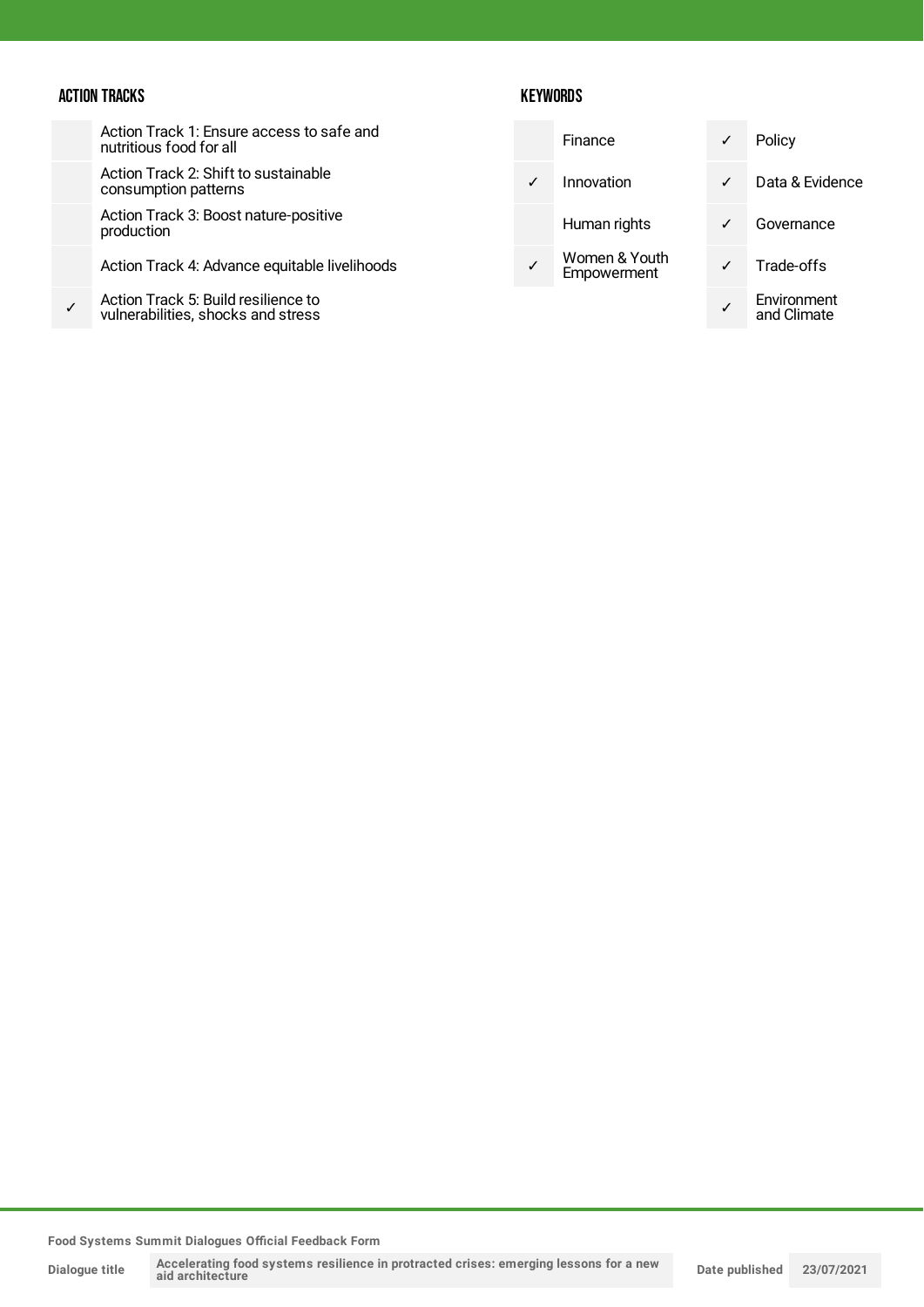### ACTION TRACKS

| | |
|---|---|
| | Action Track 1: Ensure access to safe and nutritious food for all |
| | Action Track 2: Shift to sustainable consumption patterns |
| | Action Track 3: Boost nature-positive production |
| | Action Track 4: Advance equitable livelihoods |
| ✓ | Action Track 5: Build resilience to vulnerabilities, shocks and stress |

### KEYWORDS

| | | | |
|---|---|---|---|
| | Finance | ✓ | Policy |
| ✓ | Innovation | ✓ | Data & Evidence |
| | Human rights | ✓ | Governance |
| ✓ | Women & Youth Empowerment | ✓ | Trade-offs |
| | | ✓ | Environment and Climate |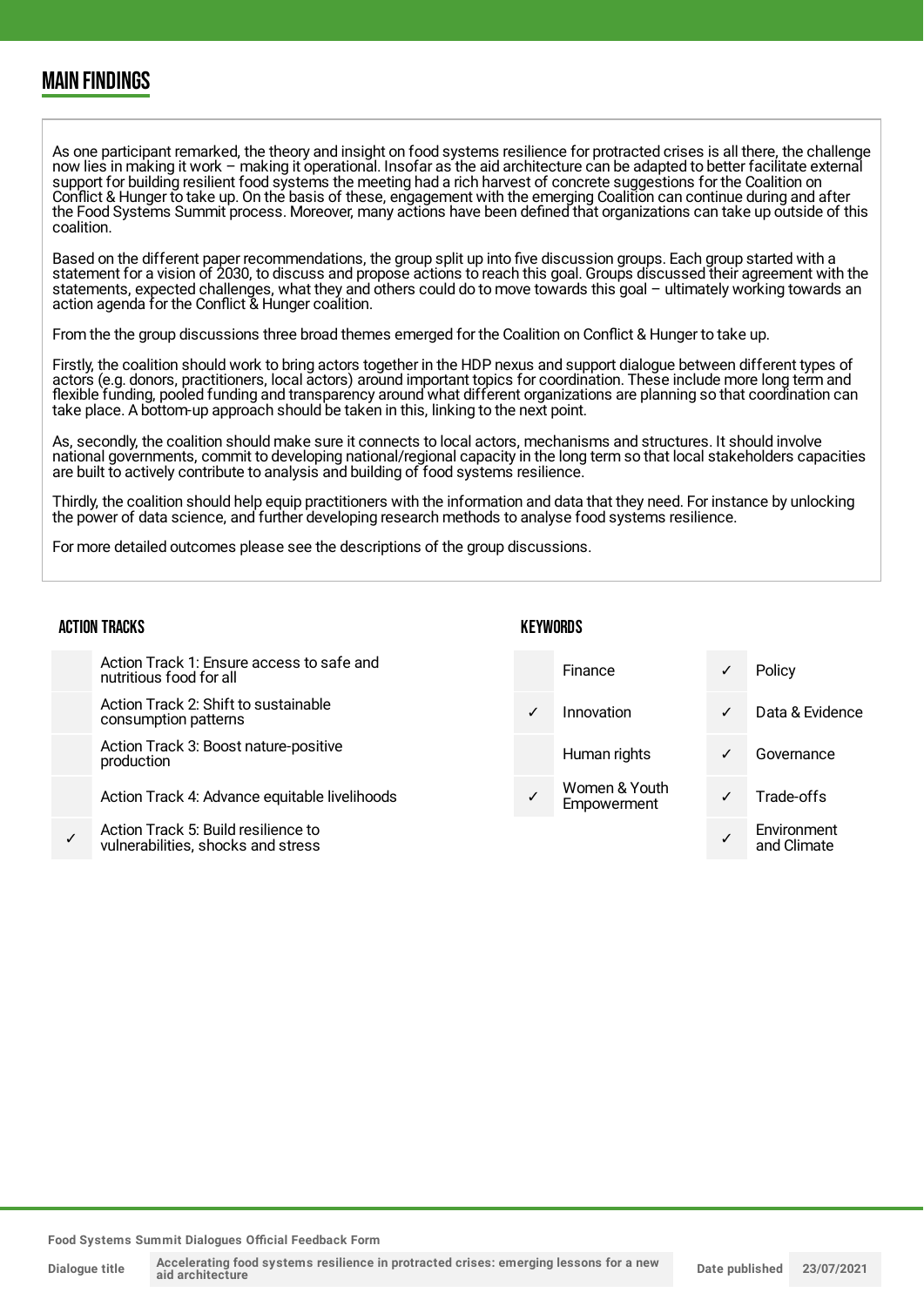## MAIN FINDINGS

As one participant remarked, the theory and insight on food systems resilience for protracted crises is all there, the challenge now lies in making it work – making it operational. Insofar as the aid architecture can be adapted to better facilitate external support for building resilient food systems the meeting had a rich harvest of concrete suggestions for the Coalition on Conflict & Hunger to take up. On the basis of these, engagement with the emerging Coalition can continue during and after the Food Systems Summit process. Moreover, many actions have been defined that organizations can take up outside of this coalition.

Based on the different paper recommendations, the group split up into five discussion groups. Each group started with a statement for a vision of 2030, to discuss and propose actions to reach this goal. Groups discussed their agreement with the statements, expected challenges, what they and others could do to move towards this goal – ultimately working towards an action agenda for the Conflict & Hunger coalition.

From the the group discussions three broad themes emerged for the Coalition on Conflict & Hunger to take up.

Firstly, the coalition should work to bring actors together in the HDP nexus and support dialogue between different types of actors (e.g. donors, practitioners, local actors) around important topics for coordination. These include more long term and flexible funding, pooled funding and transparency around what different organizations are planning so that coordination can take place. A bottom-up approach should be taken in this, linking to the next point.

As, secondly, the coalition should make sure it connects to local actors, mechanisms and structures. It should involve national governments, commit to developing national/regional capacity in the long term so that local stakeholders capacities are built to actively contribute to analysis and building of food systems resilience.

Thirdly, the coalition should help equip practitioners with the information and data that they need. For instance by unlocking the power of data science, and further developing research methods to analyse food systems resilience.

For more detailed outcomes please see the descriptions of the group discussions.

### ACTION TRACKS

| | |
|---|---|
| | Action Track 1: Ensure access to safe and nutritious food for all |
| | Action Track 2: Shift to sustainable consumption patterns |
| | Action Track 3: Boost nature-positive production |
| | Action Track 4: Advance equitable livelihoods |
| ✓ | Action Track 5: Build resilience to vulnerabilities, shocks and stress |

### KEYWORDS

| | | | |
|---|---|---|---|
| | Finance | ✓ | Policy |
| ✓ | Innovation | ✓ | Data & Evidence |
| | Human rights | ✓ | Governance |
| ✓ | Women & Youth Empowerment | ✓ | Trade-offs |
| | | ✓ | Environment and Climate |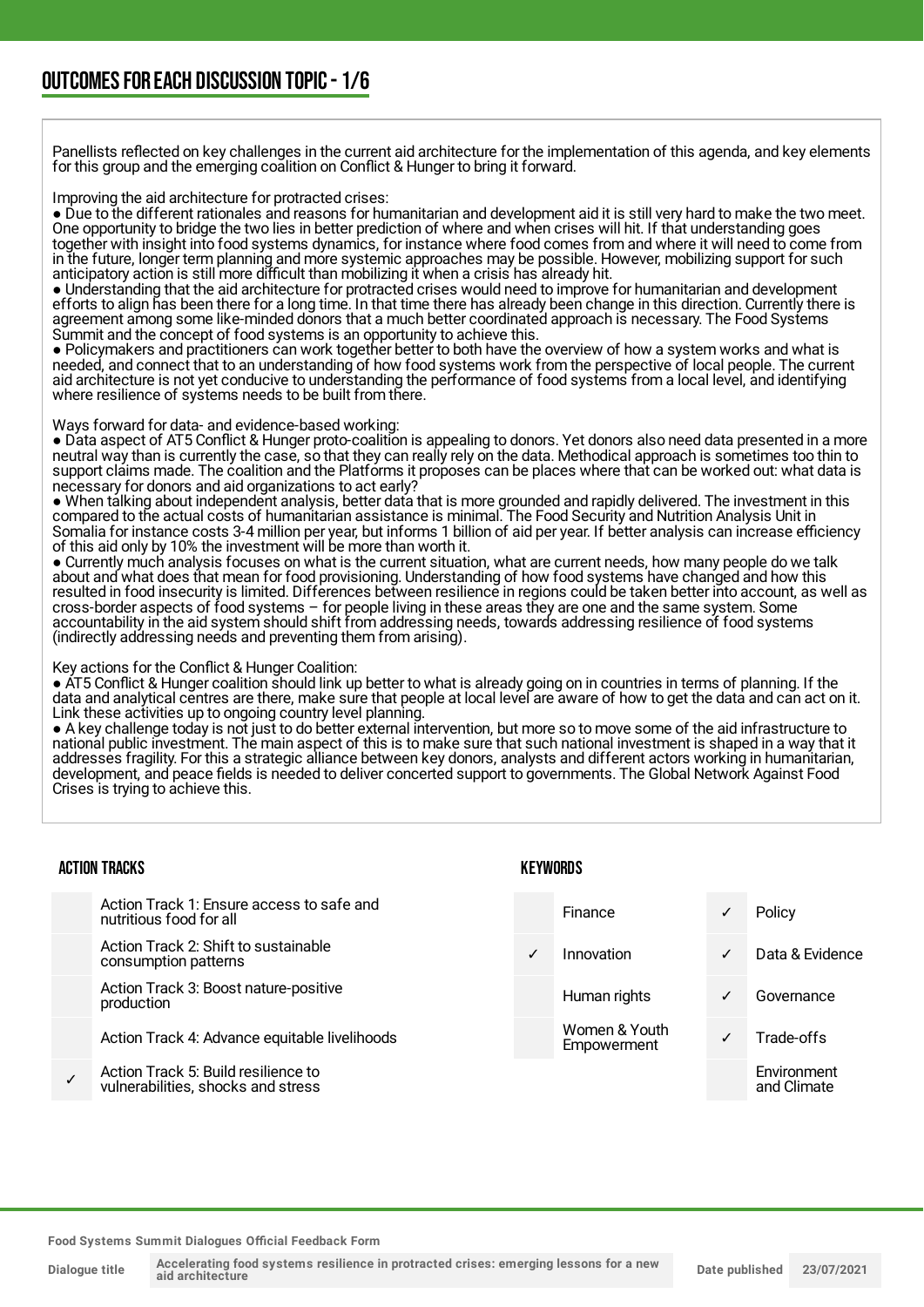## OUTCOMES FOR EACH DISCUSSION TOPIC - 1/6

Panellists reflected on key challenges in the current aid architecture for the implementation of this agenda, and key elements for this group and the emerging coalition on Conflict & Hunger to bring it forward.

Improving the aid architecture for protracted crises:

- Due to the different rationales and reasons for humanitarian and development aid it is still very hard to make the two meet. One opportunity to bridge the two lies in better prediction of where and when crises will hit. If that understanding goes together with insight into food systems dynamics, for instance where food comes from and where it will need to come from in the future, longer term planning and more systemic approaches may be possible. However, mobilizing support for such anticipatory action is still more difficult than mobilizing it when a crisis has already hit.
- Understanding that the aid architecture for protracted crises would need to improve for humanitarian and development efforts to align has been there for a long time. In that time there has already been change in this direction. Currently there is agreement among some like-minded donors that a much better coordinated approach is necessary. The Food Systems Summit and the concept of food systems is an opportunity to achieve this.
- Policymakers and practitioners can work together better to both have the overview of how a system works and what is needed, and connect that to an understanding of how food systems work from the perspective of local people. The current aid architecture is not yet conducive to understanding the performance of food systems from a local level, and identifying where resilience of systems needs to be built from there.

Ways forward for data- and evidence-based working:

- Data aspect of AT5 Conflict & Hunger proto-coalition is appealing to donors. Yet donors also need data presented in a more neutral way than is currently the case, so that they can really rely on the data. Methodical approach is sometimes too thin to support claims made. The coalition and the Platforms it proposes can be places where that can be worked out: what data is necessary for donors and aid organizations to act early?
- When talking about independent analysis, better data that is more grounded and rapidly delivered. The investment in this compared to the actual costs of humanitarian assistance is minimal. The Food Security and Nutrition Analysis Unit in Somalia for instance costs 3-4 million per year, but informs 1 billion of aid per year. If better analysis can increase efficiency of this aid only by 10% the investment will be more than worth it.
- Currently much analysis focuses on what is the current situation, what are current needs, how many people do we talk about and what does that mean for food provisioning. Understanding of how food systems have changed and how this resulted in food insecurity is limited. Differences between resilience in regions could be taken better into account, as well as cross-border aspects of food systems – for people living in these areas they are one and the same system. Some accountability in the aid system should shift from addressing needs, towards addressing resilience of food systems (indirectly addressing needs and preventing them from arising).

Key actions for the Conflict & Hunger Coalition:

- AT5 Conflict & Hunger coalition should link up better to what is already going on in countries in terms of planning. If the data and analytical centres are there, make sure that people at local level are aware of how to get the data and can act on it. Link these activities up to ongoing country level planning.
- A key challenge today is not just to do better external intervention, but more so to move some of the aid infrastructure to national public investment. The main aspect of this is to make sure that such national investment is shaped in a way that it addresses fragility. For this a strategic alliance between key donors, analysts and different actors working in humanitarian, development, and peace fields is needed to deliver concerted support to governments. The Global Network Against Food Crises is trying to achieve this.

### ACTION TRACKS

| | |
|---|---|
| | Action Track 1: Ensure access to safe and nutritious food for all |
| | Action Track 2: Shift to sustainable consumption patterns |
| | Action Track 3: Boost nature-positive production |
| | Action Track 4: Advance equitable livelihoods |
| ✓ | Action Track 5: Build resilience to vulnerabilities, shocks and stress |

### KEYWORDS

| | | | |
|---|---|---|---|
| | Finance | ✓ | Policy |
| ✓ | Innovation | ✓ | Data & Evidence |
| | Human rights | ✓ | Governance |
| | Women & Youth Empowerment | ✓ | Trade-offs |
| | | | Environment and Climate |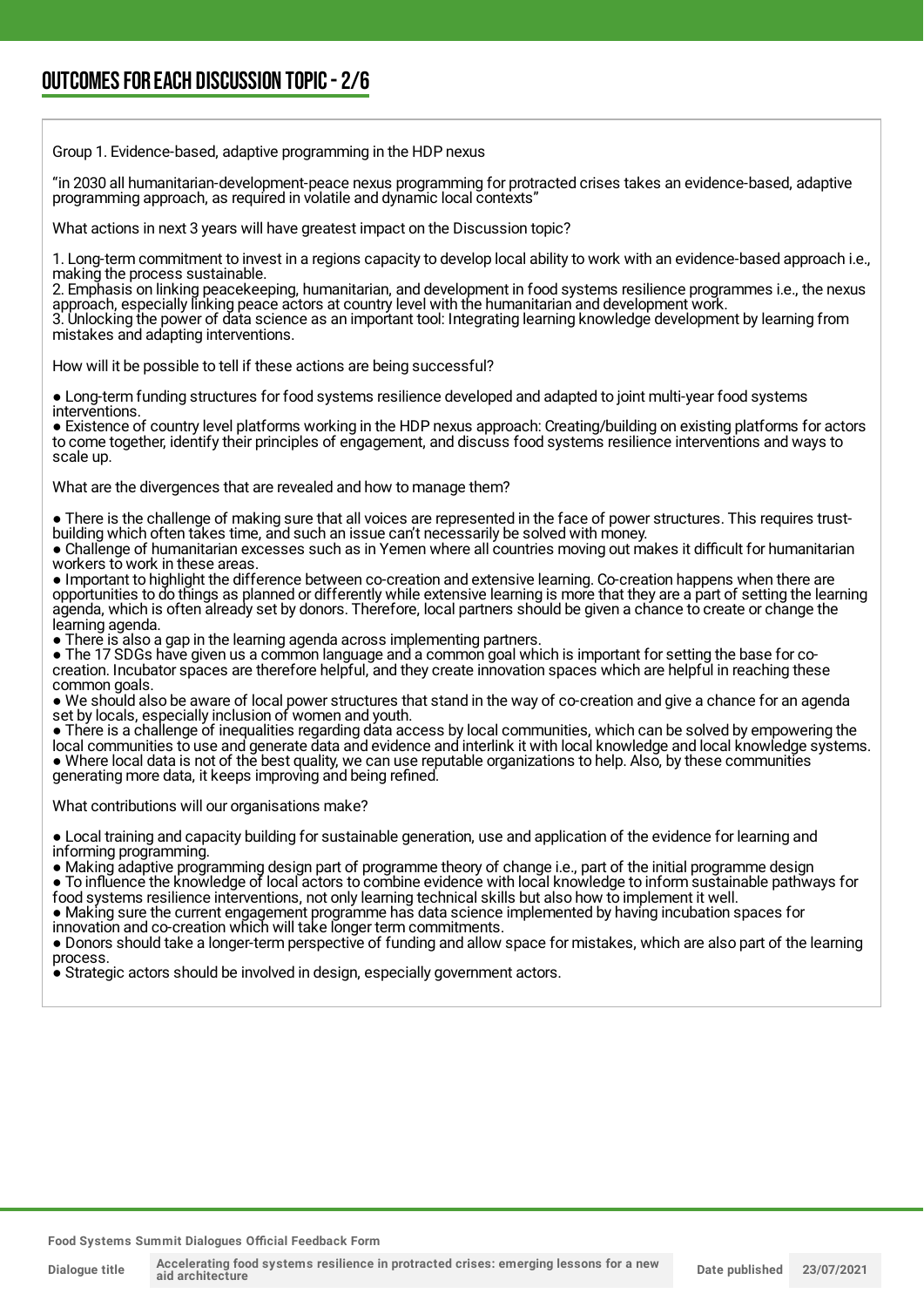## OUTCOMES FOR EACH DISCUSSION TOPIC - 2/6

Group 1. Evidence-based, adaptive programming in the HDP nexus

"in 2030 all humanitarian-development-peace nexus programming for protracted crises takes an evidence-based, adaptive programming approach, as required in volatile and dynamic local contexts"

What actions in next 3 years will have greatest impact on the Discussion topic?

1. Long-term commitment to invest in a regions capacity to develop local ability to work with an evidence-based approach i.e., making the process sustainable.
2. Emphasis on linking peacekeeping, humanitarian, and development in food systems resilience programmes i.e., the nexus approach, especially linking peace actors at country level with the humanitarian and development work.
3. Unlocking the power of data science as an important tool: Integrating learning knowledge development by learning from mistakes and adapting interventions.

How will it be possible to tell if these actions are being successful?

- Long-term funding structures for food systems resilience developed and adapted to joint multi-year food systems interventions.
- Existence of country level platforms working in the HDP nexus approach: Creating/building on existing platforms for actors to come together, identify their principles of engagement, and discuss food systems resilience interventions and ways to scale up.

What are the divergences that are revealed and how to manage them?

- There is the challenge of making sure that all voices are represented in the face of power structures. This requires trust-building which often takes time, and such an issue can't necessarily be solved with money.
- Challenge of humanitarian excesses such as in Yemen where all countries moving out makes it difficult for humanitarian workers to work in these areas.
- Important to highlight the difference between co-creation and extensive learning. Co-creation happens when there are opportunities to do things as planned or differently while extensive learning is more that they are a part of setting the learning agenda, which is often already set by donors. Therefore, local partners should be given a chance to create or change the learning agenda.
- There is also a gap in the learning agenda across implementing partners.
- The 17 SDGs have given us a common language and a common goal which is important for setting the base for co-creation. Incubator spaces are therefore helpful, and they create innovation spaces which are helpful in reaching these common goals.
- We should also be aware of local power structures that stand in the way of co-creation and give a chance for an agenda set by locals, especially inclusion of women and youth.
- There is a challenge of inequalities regarding data access by local communities, which can be solved by empowering the local communities to use and generate data and evidence and interlink it with local knowledge and local knowledge systems.
- Where local data is not of the best quality, we can use reputable organizations to help. Also, by these communities generating more data, it keeps improving and being refined.

What contributions will our organisations make?

- Local training and capacity building for sustainable generation, use and application of the evidence for learning and informing programming.
- Making adaptive programming design part of programme theory of change i.e., part of the initial programme design
- To influence the knowledge of local actors to combine evidence with local knowledge to inform sustainable pathways for food systems resilience interventions, not only learning technical skills but also how to implement it well.
- Making sure the current engagement programme has data science implemented by having incubation spaces for innovation and co-creation which will take longer term commitments.
- Donors should take a longer-term perspective of funding and allow space for mistakes, which are also part of the learning process.
- Strategic actors should be involved in design, especially government actors.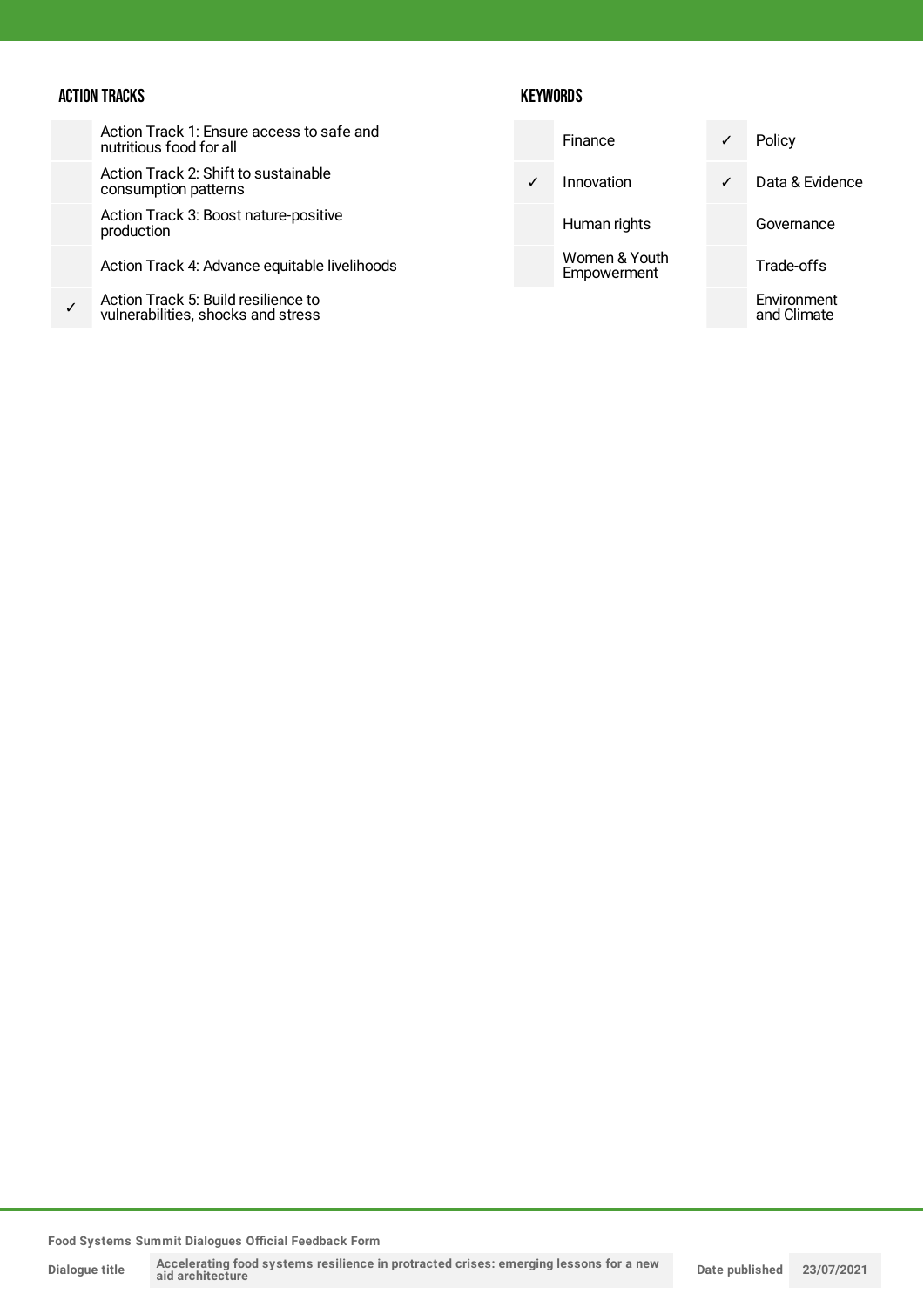### ACTION TRACKS

| | |
|---|---|
| | Action Track 1: Ensure access to safe and nutritious food for all |
| | Action Track 2: Shift to sustainable consumption patterns |
| | Action Track 3: Boost nature-positive production |
| | Action Track 4: Advance equitable livelihoods |
| ✓ | Action Track 5: Build resilience to vulnerabilities, shocks and stress |

### KEYWORDS

| | | | |
|---|---|---|---|
| | Finance | ✓ | Policy |
| ✓ | Innovation | ✓ | Data & Evidence |
| | Human rights | | Governance |
| | Women & Youth Empowerment | | Trade-offs |
| | | | Environment and Climate |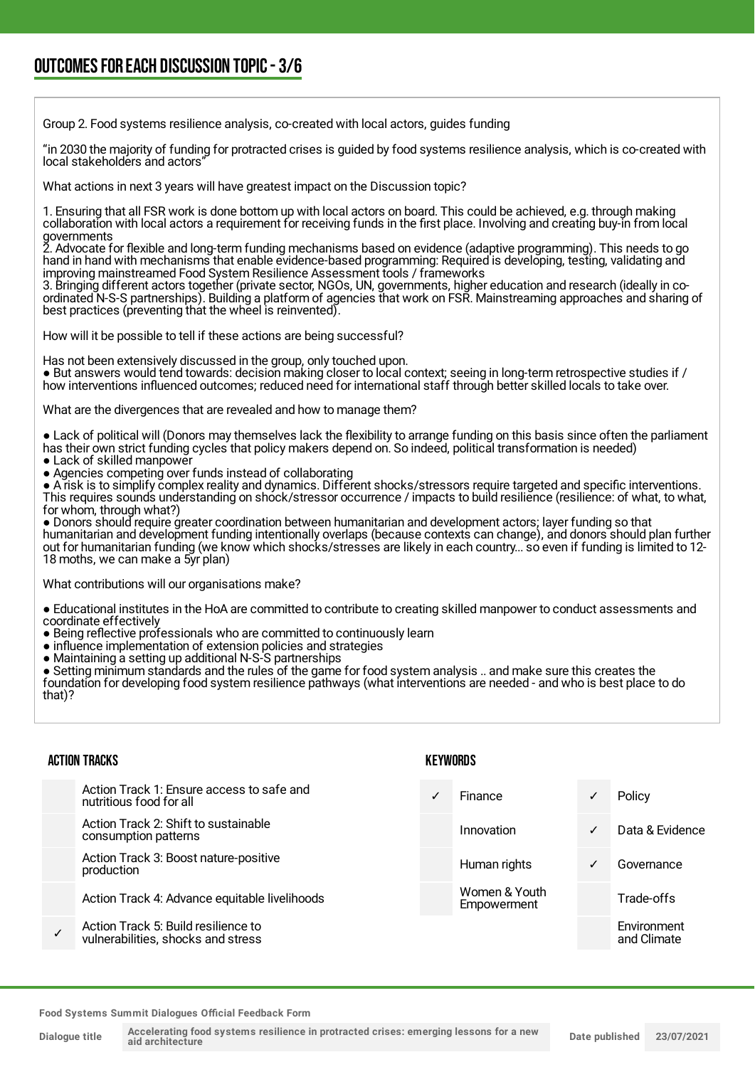## OUTCOMES FOR EACH DISCUSSION TOPIC - 3/6

Group 2. Food systems resilience analysis, co-created with local actors, guides funding

"in 2030 the majority of funding for protracted crises is guided by food systems resilience analysis, which is co-created with local stakeholders and actors"

What actions in next 3 years will have greatest impact on the Discussion topic?

1. Ensuring that all FSR work is done bottom up with local actors on board. This could be achieved, e.g. through making collaboration with local actors a requirement for receiving funds in the first place. Involving and creating buy-in from local governments
2. Advocate for flexible and long-term funding mechanisms based on evidence (adaptive programming). This needs to go hand in hand with mechanisms that enable evidence-based programming: Required is developing, testing, validating and improving mainstreamed Food System Resilience Assessment tools / frameworks
3. Bringing different actors together (private sector, NGOs, UN, governments, higher education and research (ideally in co-ordinated N-S-S partnerships). Building a platform of agencies that work on FSR. Mainstreaming approaches and sharing of best practices (preventing that the wheel is reinvented).

How will it be possible to tell if these actions are being successful?

Has not been extensively discussed in the group, only touched upon.

- But answers would tend towards: decision making closer to local context; seeing in long-term retrospective studies if / how interventions influenced outcomes; reduced need for international staff through better skilled locals to take over.

What are the divergences that are revealed and how to manage them?

- Lack of political will (Donors may themselves lack the flexibility to arrange funding on this basis since often the parliament has their own strict funding cycles that policy makers depend on. So indeed, political transformation is needed)
- Lack of skilled manpower
- Agencies competing over funds instead of collaborating
- A risk is to simplify complex reality and dynamics. Different shocks/stressors require targeted and specific interventions. This requires sounds understanding on shock/stressor occurrence / impacts to build resilience (resilience: of what, to what, for whom, through what?)
- Donors should require greater coordination between humanitarian and development actors; layer funding so that humanitarian and development funding intentionally overlaps (because contexts can change), and donors should plan further out for humanitarian funding (we know which shocks/stresses are likely in each country... so even if funding is limited to 12-18 moths, we can make a 5yr plan)

What contributions will our organisations make?

- Educational institutes in the HoA are committed to contribute to creating skilled manpower to conduct assessments and coordinate effectively
- Being reflective professionals who are committed to continuously learn
- influence implementation of extension policies and strategies
- Maintaining a setting up additional N-S-S partnerships
- Setting minimum standards and the rules of the game for food system analysis .. and make sure this creates the foundation for developing food system resilience pathways (what interventions are needed - and who is best place to do that)?

### ACTION TRACKS

| | |
|---|---|
| | Action Track 1: Ensure access to safe and nutritious food for all |
| | Action Track 2: Shift to sustainable consumption patterns |
| | Action Track 3: Boost nature-positive production |
| | Action Track 4: Advance equitable livelihoods |
| ✓ | Action Track 5: Build resilience to vulnerabilities, shocks and stress |

### KEYWORDS

| | | | |
|---|---|---|---|
| ✓ | Finance | ✓ | Policy |
| | Innovation | ✓ | Data & Evidence |
| | Human rights | ✓ | Governance |
| | Women & Youth Empowerment | | Trade-offs |
| | | | Environment and Climate |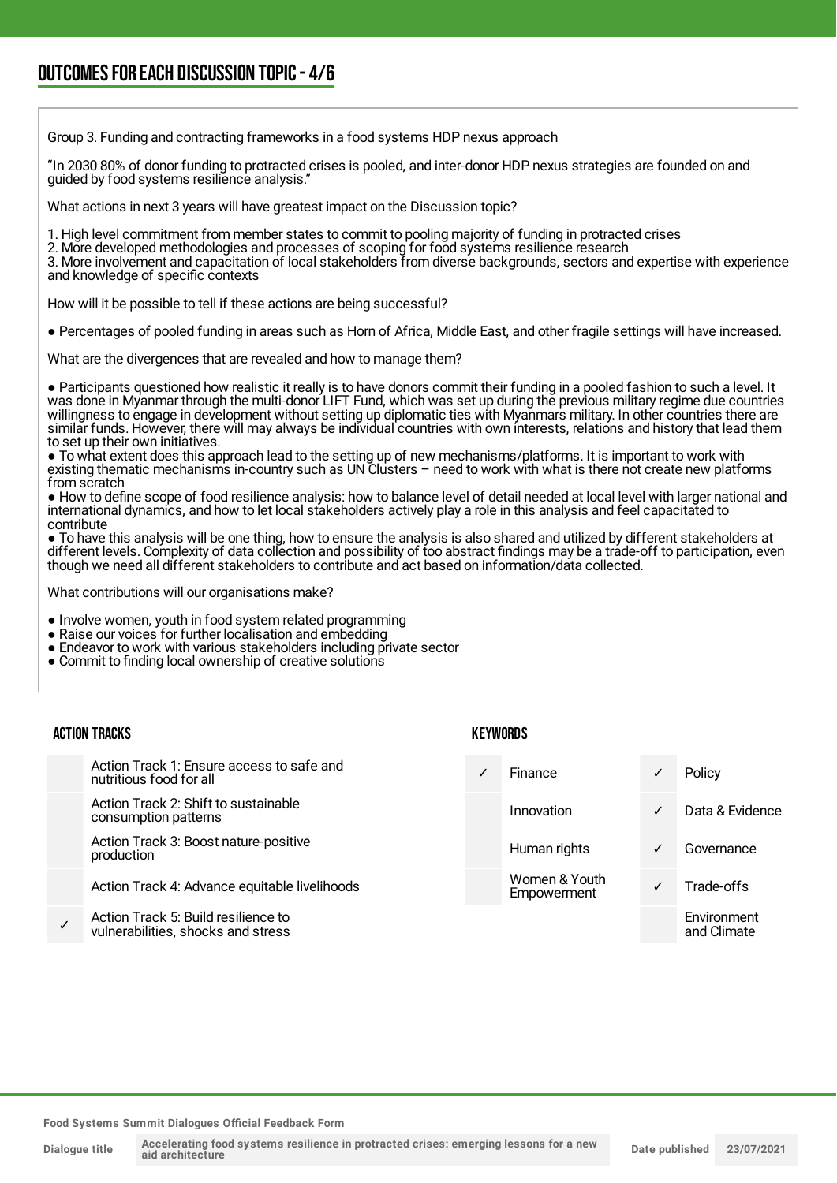## OUTCOMES FOR EACH DISCUSSION TOPIC - 4/6

Group 3. Funding and contracting frameworks in a food systems HDP nexus approach

"In 2030 80% of donor funding to protracted crises is pooled, and inter-donor HDP nexus strategies are founded on and guided by food systems resilience analysis."

What actions in next 3 years will have greatest impact on the Discussion topic?

1. High level commitment from member states to commit to pooling majority of funding in protracted crises
2. More developed methodologies and processes of scoping for food systems resilience research
3. More involvement and capacitation of local stakeholders from diverse backgrounds, sectors and expertise with experience and knowledge of specific contexts

How will it be possible to tell if these actions are being successful?

- Percentages of pooled funding in areas such as Horn of Africa, Middle East, and other fragile settings will have increased.

What are the divergences that are revealed and how to manage them?

- Participants questioned how realistic it really is to have donors commit their funding in a pooled fashion to such a level. It was done in Myanmar through the multi-donor LIFT Fund, which was set up during the previous military regime due countries willingness to engage in development without setting up diplomatic ties with Myanmars military. In other countries there are similar funds. However, there will may always be individual countries with own interests, relations and history that lead them to set up their own initiatives.
- To what extent does this approach lead to the setting up of new mechanisms/platforms. It is important to work with existing thematic mechanisms in-country such as UN Clusters – need to work with what is there not create new platforms from scratch
- How to define scope of food resilience analysis: how to balance level of detail needed at local level with larger national and international dynamics, and how to let local stakeholders actively play a role in this analysis and feel capacitated to contribute
- To have this analysis will be one thing, how to ensure the analysis is also shared and utilized by different stakeholders at different levels. Complexity of data collection and possibility of too abstract findings may be a trade-off to participation, even though we need all different stakeholders to contribute and act based on information/data collected.

What contributions will our organisations make?

- Involve women, youth in food system related programming
- Raise our voices for further localisation and embedding
- Endeavor to work with various stakeholders including private sector
- Commit to finding local ownership of creative solutions

### ACTION TRACKS

| | |
|---|---|
| | Action Track 1: Ensure access to safe and nutritious food for all |
| | Action Track 2: Shift to sustainable consumption patterns |
| | Action Track 3: Boost nature-positive production |
| | Action Track 4: Advance equitable livelihoods |
| ✓ | Action Track 5: Build resilience to vulnerabilities, shocks and stress |

### KEYWORDS

| | | | |
|---|---|---|---|
| ✓ | Finance | ✓ | Policy |
| | Innovation | ✓ | Data & Evidence |
| | Human rights | ✓ | Governance |
| | Women & Youth Empowerment | ✓ | Trade-offs |
| | | | Environment and Climate |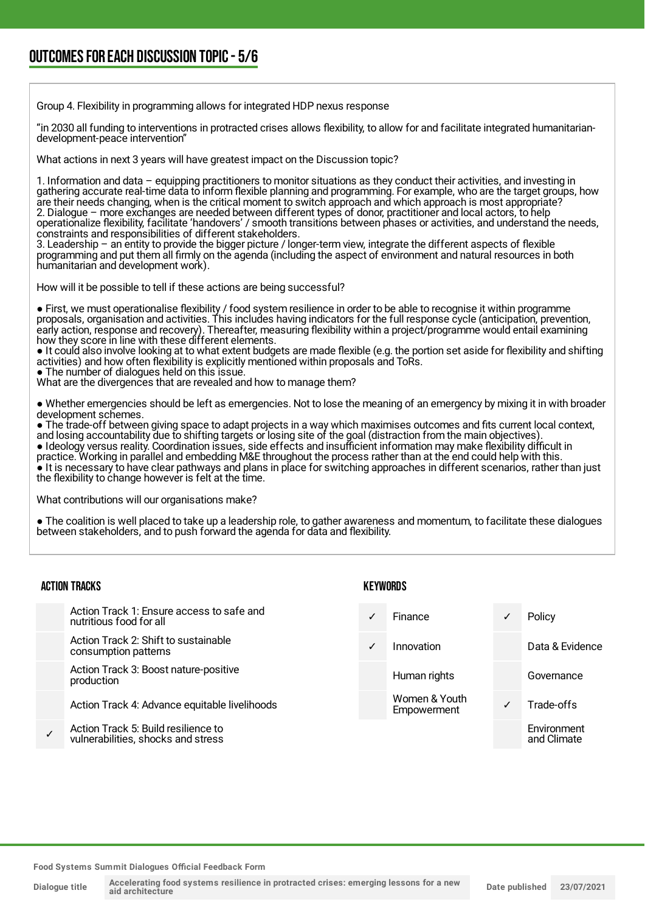## OUTCOMES FOR EACH DISCUSSION TOPIC - 5/6

Group 4. Flexibility in programming allows for integrated HDP nexus response

"in 2030 all funding to interventions in protracted crises allows flexibility, to allow for and facilitate integrated humanitarian-development-peace intervention"

What actions in next 3 years will have greatest impact on the Discussion topic?

1. Information and data – equipping practitioners to monitor situations as they conduct their activities, and investing in gathering accurate real-time data to inform flexible planning and programming. For example, who are the target groups, how are their needs changing, when is the critical moment to switch approach and which approach is most appropriate?
2. Dialogue – more exchanges are needed between different types of donor, practitioner and local actors, to help operationalize flexibility, facilitate 'handovers' / smooth transitions between phases or activities, and understand the needs, constraints and responsibilities of different stakeholders.
3. Leadership – an entity to provide the bigger picture / longer-term view, integrate the different aspects of flexible programming and put them all firmly on the agenda (including the aspect of environment and natural resources in both humanitarian and development work).

How will it be possible to tell if these actions are being successful?

- First, we must operationalise flexibility / food system resilience in order to be able to recognise it within programme proposals, organisation and activities. This includes having indicators for the full response cycle (anticipation, prevention, early action, response and recovery). Thereafter, measuring flexibility within a project/programme would entail examining how they score in line with these different elements.
- It could also involve looking at to what extent budgets are made flexible (e.g. the portion set aside for flexibility and shifting activities) and how often flexibility is explicitly mentioned within proposals and ToRs.
- The number of dialogues held on this issue.

What are the divergences that are revealed and how to manage them?

- Whether emergencies should be left as emergencies. Not to lose the meaning of an emergency by mixing it in with broader development schemes.
- The trade-off between giving space to adapt projects in a way which maximises outcomes and fits current local context, and losing accountability due to shifting targets or losing site of the goal (distraction from the main objectives).
- Ideology versus reality. Coordination issues, side effects and insufficient information may make flexibility difficult in practice. Working in parallel and embedding M&E throughout the process rather than at the end could help with this.
- It is necessary to have clear pathways and plans in place for switching approaches in different scenarios, rather than just the flexibility to change however is felt at the time.

What contributions will our organisations make?

- The coalition is well placed to take up a leadership role, to gather awareness and momentum, to facilitate these dialogues between stakeholders, and to push forward the agenda for data and flexibility.

### ACTION TRACKS

| | |
|---|---|
| | Action Track 1: Ensure access to safe and nutritious food for all |
| | Action Track 2: Shift to sustainable consumption patterns |
| | Action Track 3: Boost nature-positive production |
| | Action Track 4: Advance equitable livelihoods |
| ✓ | Action Track 5: Build resilience to vulnerabilities, shocks and stress |

### KEYWORDS

| | | | |
|---|---|---|---|
| ✓ | Finance | ✓ | Policy |
| ✓ | Innovation | | Data & Evidence |
| | Human rights | | Governance |
| | Women & Youth Empowerment | ✓ | Trade-offs |
| | | | Environment and Climate |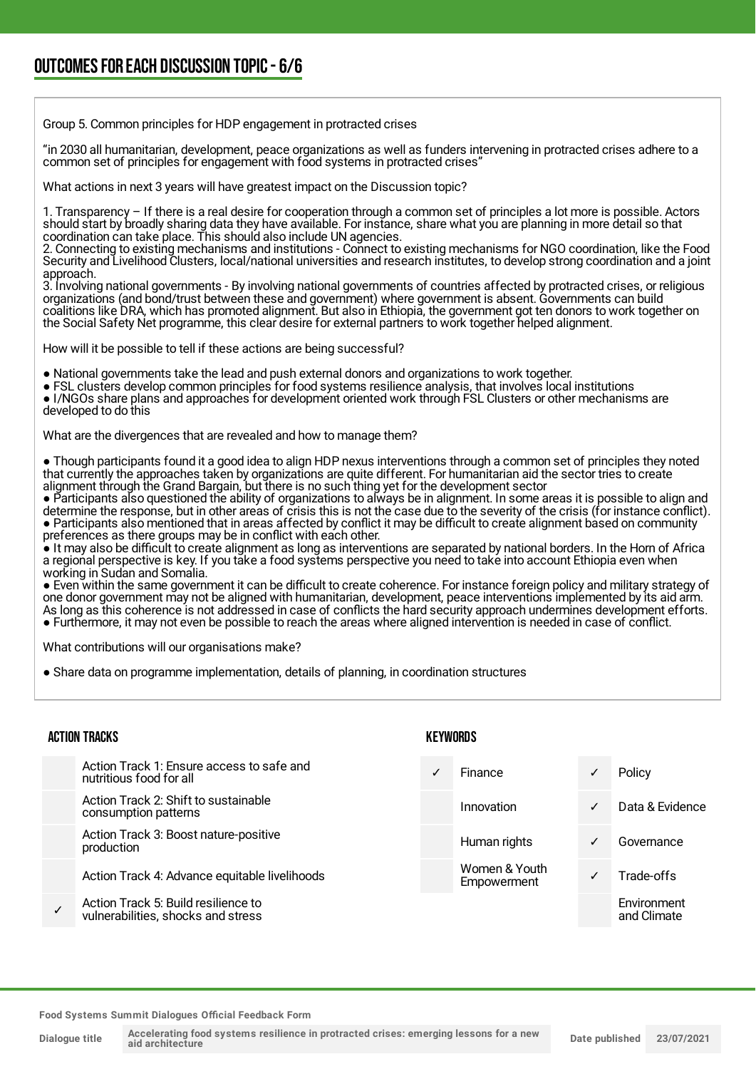# OUTCOMES FOR EACH DISCUSSION TOPIC - 6/6

Group 5. Common principles for HDP engagement in protracted crises

"in 2030 all humanitarian, development, peace organizations as well as funders intervening in protracted crises adhere to a common set of principles for engagement with food systems in protracted crises"

What actions in next 3 years will have greatest impact on the Discussion topic?

1. Transparency – If there is a real desire for cooperation through a common set of principles a lot more is possible. Actors should start by broadly sharing data they have available. For instance, share what you are planning in more detail so that coordination can take place. This should also include UN agencies.
2. Connecting to existing mechanisms and institutions - Connect to existing mechanisms for NGO coordination, like the Food Security and Livelihood Clusters, local/national universities and research institutes, to develop strong coordination and a joint approach.
3. Involving national governments - By involving national governments of countries affected by protracted crises, or religious organizations (and bond/trust between these and government) where government is absent. Governments can build coalitions like DRA, which has promoted alignment. But also in Ethiopia, the government got ten donors to work together on the Social Safety Net programme, this clear desire for external partners to work together helped alignment.

How will it be possible to tell if these actions are being successful?

- National governments take the lead and push external donors and organizations to work together.
- FSL clusters develop common principles for food systems resilience analysis, that involves local institutions
- I/NGOs share plans and approaches for development oriented work through FSL Clusters or other mechanisms are developed to do this

What are the divergences that are revealed and how to manage them?

- Though participants found it a good idea to align HDP nexus interventions through a common set of principles they noted that currently the approaches taken by organizations are quite different. For humanitarian aid the sector tries to create alignment through the Grand Bargain, but there is no such thing yet for the development sector
- Participants also questioned the ability of organizations to always be in alignment. In some areas it is possible to align and determine the response, but in other areas of crisis this is not the case due to the severity of the crisis (for instance conflict).
- Participants also mentioned that in areas affected by conflict it may be difficult to create alignment based on community preferences as there groups may be in conflict with each other.
- It may also be difficult to create alignment as long as interventions are separated by national borders. In the Horn of Africa a regional perspective is key. If you take a food systems perspective you need to take into account Ethiopia even when working in Sudan and Somalia.
- Even within the same government it can be difficult to create coherence. For instance foreign policy and military strategy of one donor government may not be aligned with humanitarian, development, peace interventions implemented by its aid arm. As long as this coherence is not addressed in case of conflicts the hard security approach undermines development efforts.
- Furthermore, it may not even be possible to reach the areas where aligned intervention is needed in case of conflict.

What contributions will our organisations make?

- Share data on programme implementation, details of planning, in coordination structures

## ACTION TRACKS

| | |
|---|---|
| | Action Track 1: Ensure access to safe and nutritious food for all |
| | Action Track 2: Shift to sustainable consumption patterns |
| | Action Track 3: Boost nature-positive production |
| | Action Track 4: Advance equitable livelihoods |
| ✓ | Action Track 5: Build resilience to vulnerabilities, shocks and stress |

## KEYWORDS

| | | | |
|---|---|---|---|
| ✓ | Finance | ✓ | Policy |
| | Innovation | ✓ | Data & Evidence |
| | Human rights | ✓ | Governance |
| | Women & Youth Empowerment | ✓ | Trade-offs |
| | | | Environment and Climate |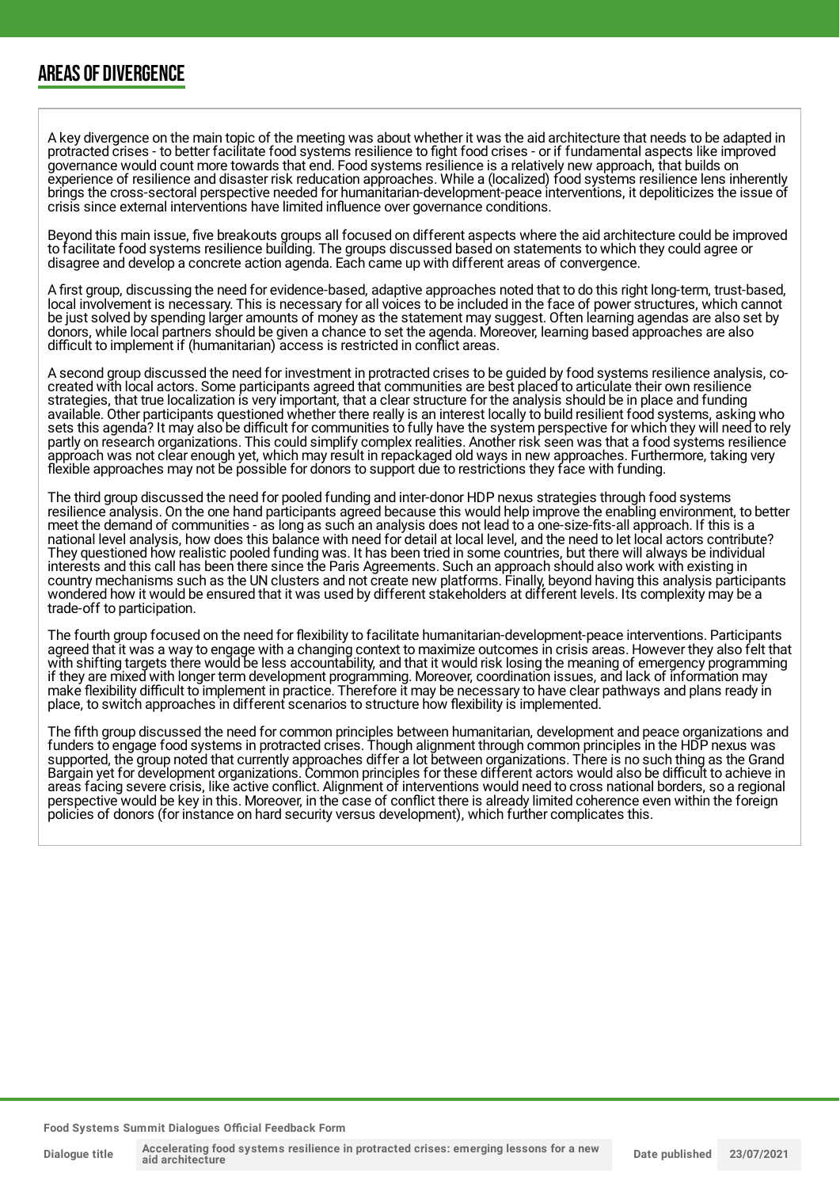## AREAS OF DIVERGENCE

A key divergence on the main topic of the meeting was about whether it was the aid architecture that needs to be adapted in protracted crises - to better facilitate food systems resilience to fight food crises - or if fundamental aspects like improved governance would count more towards that end. Food systems resilience is a relatively new approach, that builds on experience of resilience and disaster risk reducation approaches. While a (localized) food systems resilience lens inherently brings the cross-sectoral perspective needed for humanitarian-development-peace interventions, it depoliticizes the issue of crisis since external interventions have limited influence over governance conditions.

Beyond this main issue, five breakouts groups all focused on different aspects where the aid architecture could be improved to facilitate food systems resilience building. The groups discussed based on statements to which they could agree or disagree and develop a concrete action agenda. Each came up with different areas of convergence.

A first group, discussing the need for evidence-based, adaptive approaches noted that to do this right long-term, trust-based, local involvement is necessary. This is necessary for all voices to be included in the face of power structures, which cannot be just solved by spending larger amounts of money as the statement may suggest. Often learning agendas are also set by donors, while local partners should be given a chance to set the agenda. Moreover, learning based approaches are also difficult to implement if (humanitarian) access is restricted in conflict areas.

A second group discussed the need for investment in protracted crises to be guided by food systems resilience analysis, co-created with local actors. Some participants agreed that communities are best placed to articulate their own resilience strategies, that true localization is very important, that a clear structure for the analysis should be in place and funding available. Other participants questioned whether there really is an interest locally to build resilient food systems, asking who sets this agenda? It may also be difficult for communities to fully have the system perspective for which they will need to rely partly on research organizations. This could simplify complex realities. Another risk seen was that a food systems resilience approach was not clear enough yet, which may result in repackaged old ways in new approaches. Furthermore, taking very flexible approaches may not be possible for donors to support due to restrictions they face with funding.

The third group discussed the need for pooled funding and inter-donor HDP nexus strategies through food systems resilience analysis. On the one hand participants agreed because this would help improve the enabling environment, to better meet the demand of communities - as long as such an analysis does not lead to a one-size-fits-all approach. If this is a national level analysis, how does this balance with need for detail at local level, and the need to let local actors contribute? They questioned how realistic pooled funding was. It has been tried in some countries, but there will always be individual interests and this call has been there since the Paris Agreements. Such an approach should also work with existing in country mechanisms such as the UN clusters and not create new platforms. Finally, beyond having this analysis participants wondered how it would be ensured that it was used by different stakeholders at different levels. Its complexity may be a trade-off to participation.

The fourth group focused on the need for flexibility to facilitate humanitarian-development-peace interventions. Participants agreed that it was a way to engage with a changing context to maximize outcomes in crisis areas. However they also felt that with shifting targets there would be less accountability, and that it would risk losing the meaning of emergency programming if they are mixed with longer term development programming. Moreover, coordination issues, and lack of information may make flexibility difficult to implement in practice. Therefore it may be necessary to have clear pathways and plans ready in place, to switch approaches in different scenarios to structure how flexibility is implemented.

The fifth group discussed the need for common principles between humanitarian, development and peace organizations and funders to engage food systems in protracted crises. Though alignment through common principles in the HDP nexus was supported, the group noted that currently approaches differ a lot between organizations. There is no such thing as the Grand Bargain yet for development organizations. Common principles for these different actors would also be difficult to achieve in areas facing severe crisis, like active conflict. Alignment of interventions would need to cross national borders, so a regional perspective would be key in this. Moreover, in the case of conflict there is already limited coherence even within the foreign policies of donors (for instance on hard security versus development), which further complicates this.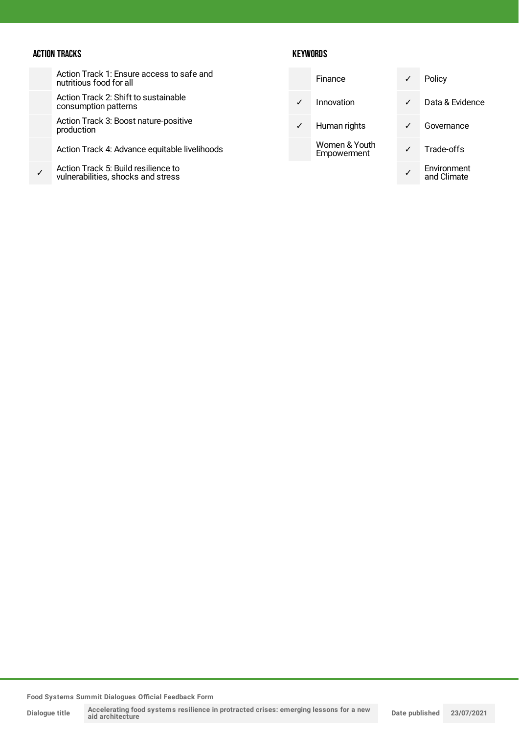## ACTION TRACKS

| | |
|---|---|
| | Action Track 1: Ensure access to safe and nutritious food for all |
| | Action Track 2: Shift to sustainable consumption patterns |
| | Action Track 3: Boost nature-positive production |
| | Action Track 4: Advance equitable livelihoods |
| ✓ | Action Track 5: Build resilience to vulnerabilities, shocks and stress |

## KEYWORDS

| | | | |
|---|---|---|---|
| | Finance | ✓ | Policy |
| ✓ | Innovation | ✓ | Data & Evidence |
| ✓ | Human rights | ✓ | Governance |
| | Women & Youth Empowerment | ✓ | Trade-offs |
| | | ✓ | Environment and Climate |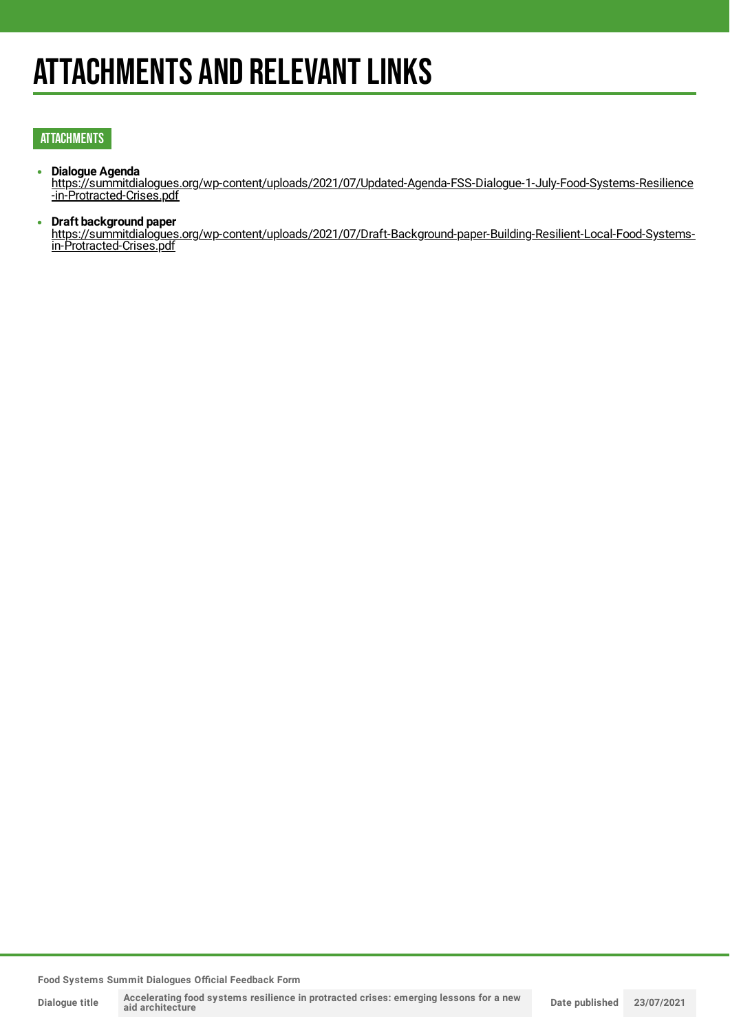# ATTACHMENTS AND RELEVANT LINKS

## ATTACHMENTS

- **Dialogue Agenda**
  https://summitdialogues.org/wp-content/uploads/2021/07/Updated-Agenda-FSS-Dialogue-1-July-Food-Systems-Resilience-in-Protracted-Crises.pdf

- **Draft background paper**
  https://summitdialogues.org/wp-content/uploads/2021/07/Draft-Background-paper-Building-Resilient-Local-Food-Systems-in-Protracted-Crises.pdf